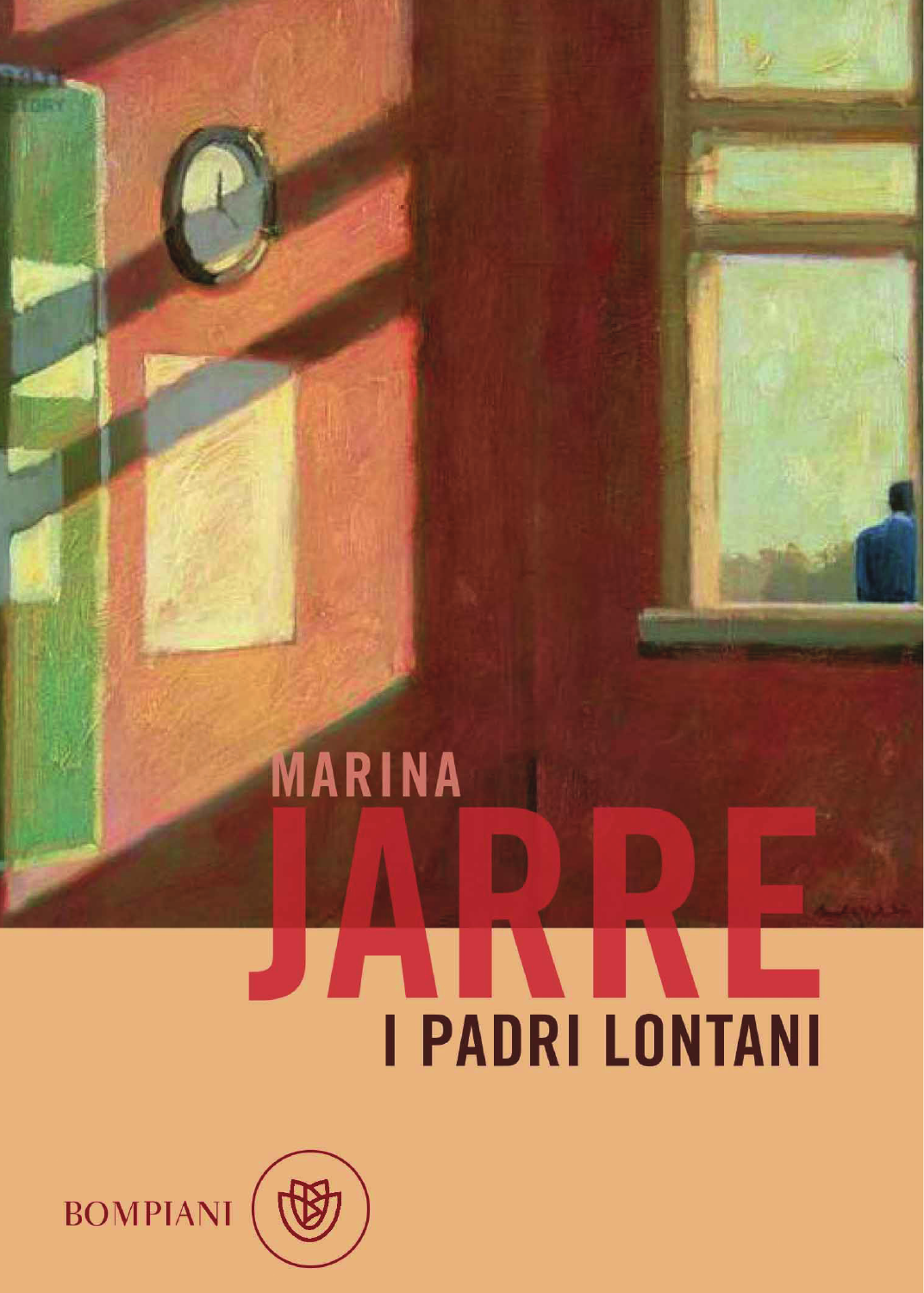MARINA

# JARRE

## I PADRI LONTANI

BOMPIANI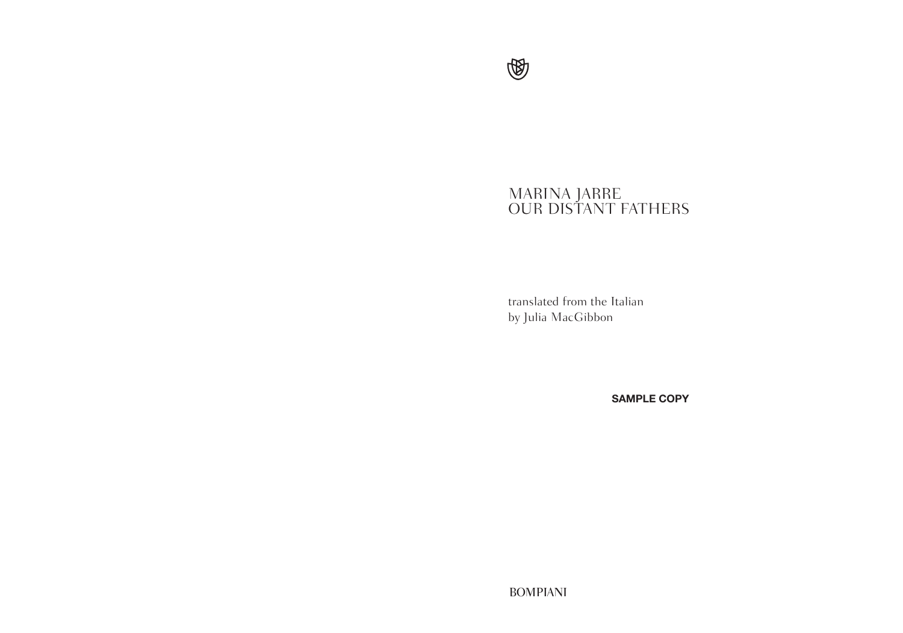# MARINA JARRE
# OUR DISTANT FATHERS

translated from the Italian
by Julia MacGibbon

**SAMPLE COPY**

BOMPIANI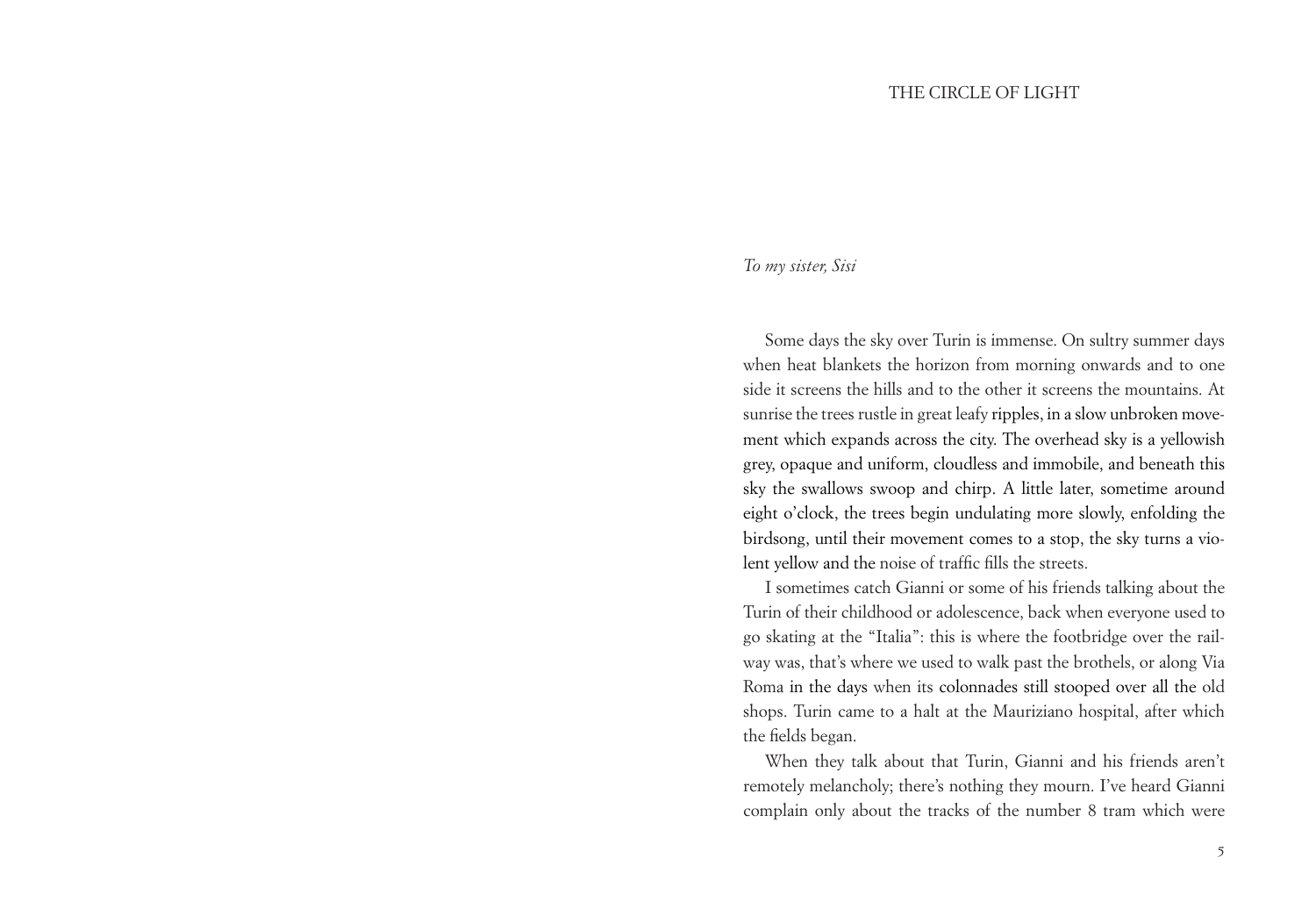# THE CIRCLE OF LIGHT

*To my sister, Sisi*

Some days the sky over Turin is immense. On sultry summer days when heat blankets the horizon from morning onwards and to one side it screens the hills and to the other it screens the mountains. At sunrise the trees rustle in great leafy ripples, in a slow unbroken movement which expands across the city. The overhead sky is a yellowish grey, opaque and uniform, cloudless and immobile, and beneath this sky the swallows swoop and chirp. A little later, sometime around eight o'clock, the trees begin undulating more slowly, enfolding the birdsong, until their movement comes to a stop, the sky turns a violent yellow and the noise of traffic fills the streets.

I sometimes catch Gianni or some of his friends talking about the Turin of their childhood or adolescence, back when everyone used to go skating at the "Italia": this is where the footbridge over the railway was, that's where we used to walk past the brothels, or along Via Roma in the days when its colonnades still stooped over all the old shops. Turin came to a halt at the Mauriziano hospital, after which the fields began.

When they talk about that Turin, Gianni and his friends aren't remotely melancholy; there's nothing they mourn. I've heard Gianni complain only about the tracks of the number 8 tram which were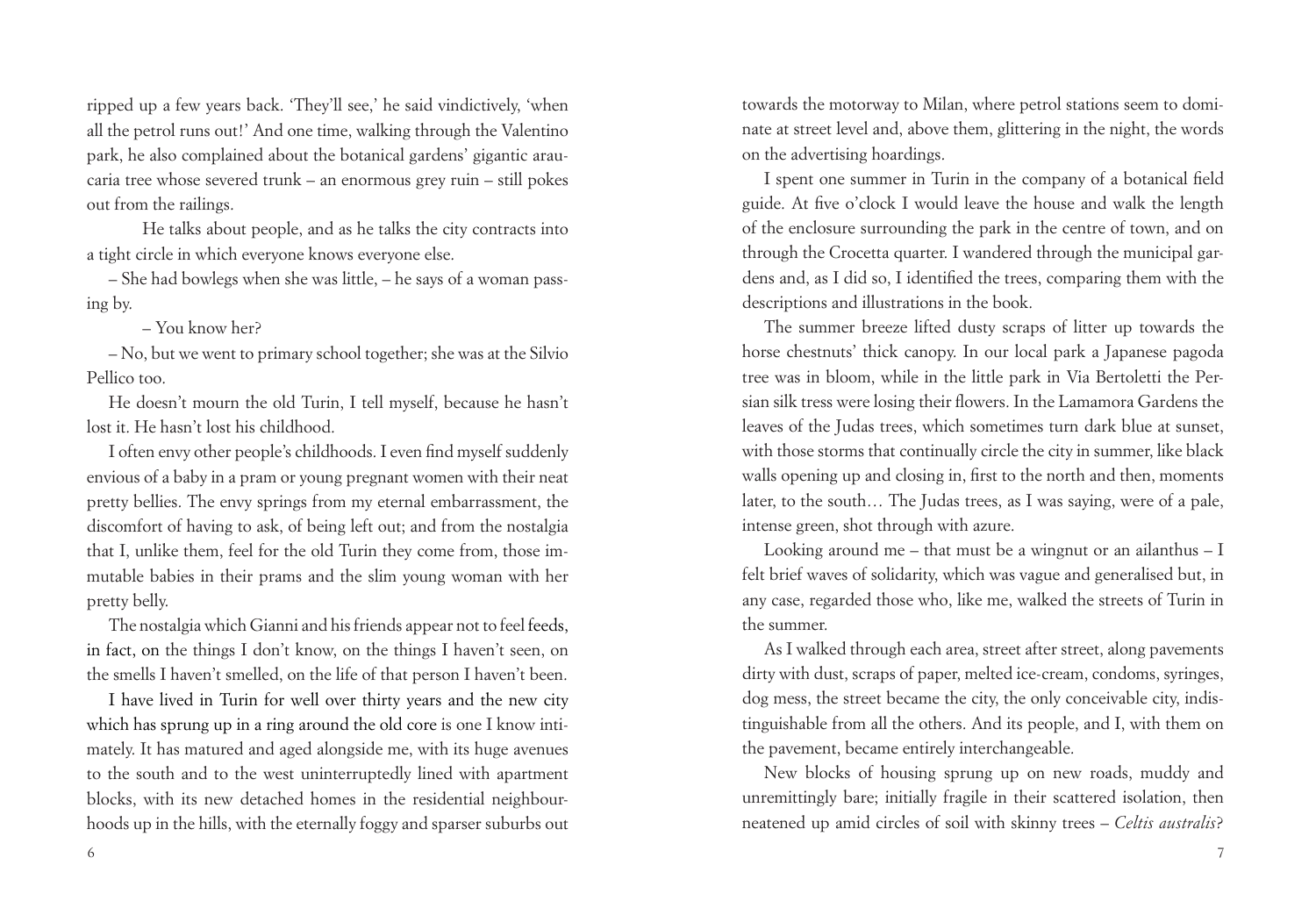ripped up a few years back. 'They'll see,' he said vindictively, 'when all the petrol runs out!' And one time, walking through the Valentino park, he also complained about the botanical gardens' gigantic araucaria tree whose severed trunk – an enormous grey ruin – still pokes out from the railings.

He talks about people, and as he talks the city contracts into a tight circle in which everyone knows everyone else.

– She had bowlegs when she was little, – he says of a woman passing by.

– You know her?

– No, but we went to primary school together; she was at the Silvio Pellico too.

He doesn't mourn the old Turin, I tell myself, because he hasn't lost it. He hasn't lost his childhood.

I often envy other people's childhoods. I even find myself suddenly envious of a baby in a pram or young pregnant women with their neat pretty bellies. The envy springs from my eternal embarrassment, the discomfort of having to ask, of being left out; and from the nostalgia that I, unlike them, feel for the old Turin they come from, those immutable babies in their prams and the slim young woman with her pretty belly.

The nostalgia which Gianni and his friends appear not to feel feeds, in fact, on the things I don't know, on the things I haven't seen, on the smells I haven't smelled, on the life of that person I haven't been.

I have lived in Turin for well over thirty years and the new city which has sprung up in a ring around the old core is one I know intimately. It has matured and aged alongside me, with its huge avenues to the south and to the west uninterruptedly lined with apartment blocks, with its new detached homes in the residential neighbourhoods up in the hills, with the eternally foggy and sparser suburbs out towards the motorway to Milan, where petrol stations seem to dominate at street level and, above them, glittering in the night, the words on the advertising hoardings.

I spent one summer in Turin in the company of a botanical field guide. At five o'clock I would leave the house and walk the length of the enclosure surrounding the park in the centre of town, and on through the Crocetta quarter. I wandered through the municipal gardens and, as I did so, I identified the trees, comparing them with the descriptions and illustrations in the book.

The summer breeze lifted dusty scraps of litter up towards the horse chestnuts' thick canopy. In our local park a Japanese pagoda tree was in bloom, while in the little park in Via Bertoletti the Persian silk tress were losing their flowers. In the Lamamora Gardens the leaves of the Judas trees, which sometimes turn dark blue at sunset, with those storms that continually circle the city in summer, like black walls opening up and closing in, first to the north and then, moments later, to the south… The Judas trees, as I was saying, were of a pale, intense green, shot through with azure.

Looking around me – that must be a wingnut or an ailanthus – I felt brief waves of solidarity, which was vague and generalised but, in any case, regarded those who, like me, walked the streets of Turin in the summer.

As I walked through each area, street after street, along pavements dirty with dust, scraps of paper, melted ice-cream, condoms, syringes, dog mess, the street became the city, the only conceivable city, indistinguishable from all the others. And its people, and I, with them on the pavement, became entirely interchangeable.

New blocks of housing sprung up on new roads, muddy and unremittingly bare; initially fragile in their scattered isolation, then neatened up amid circles of soil with skinny trees – *Celtis australis*?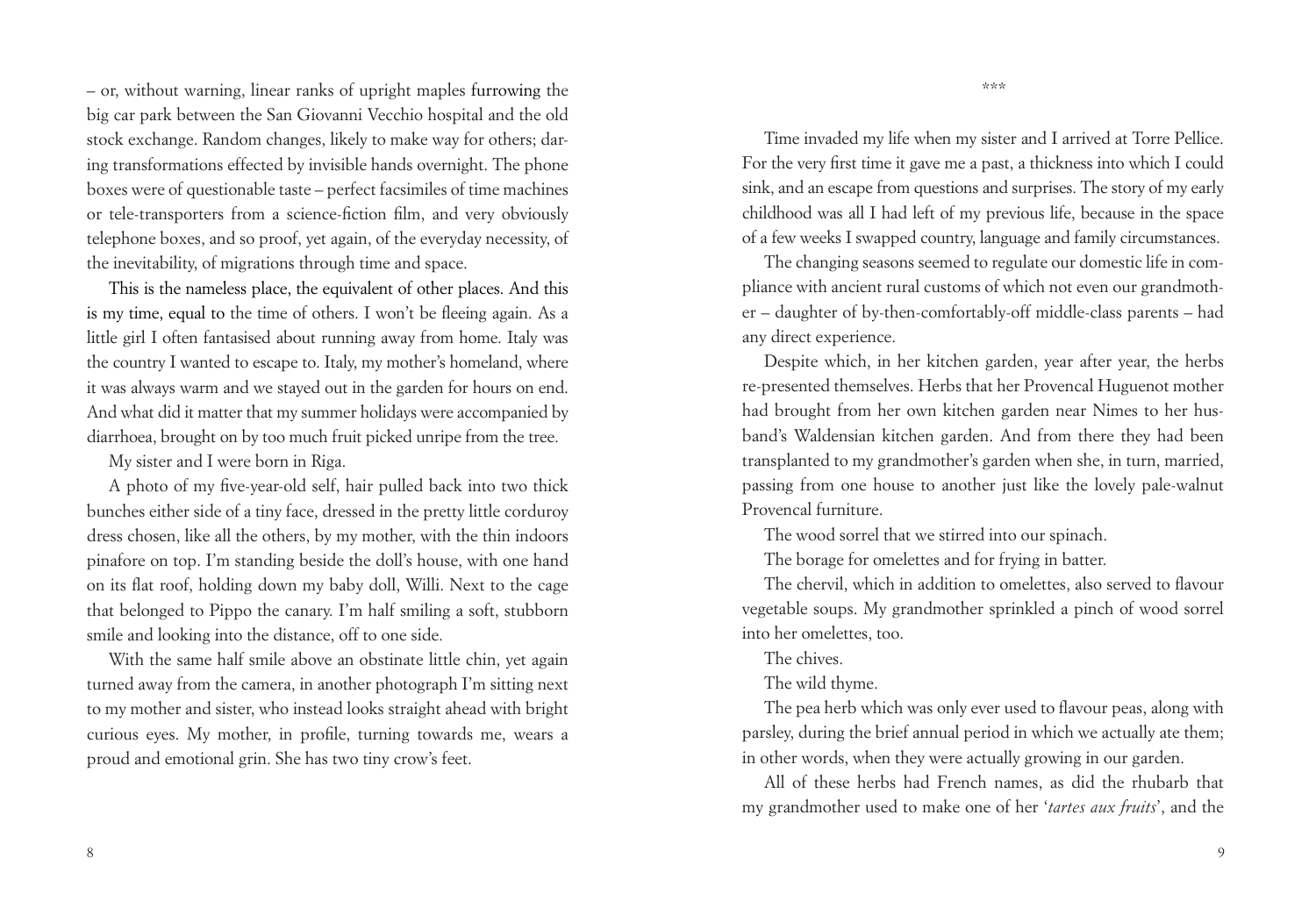– or, without warning, linear ranks of upright maples furrowing the big car park between the San Giovanni Vecchio hospital and the old stock exchange. Random changes, likely to make way for others; daring transformations effected by invisible hands overnight. The phone boxes were of questionable taste – perfect facsimiles of time machines or tele-transporters from a science-fiction film, and very obviously telephone boxes, and so proof, yet again, of the everyday necessity, of the inevitability, of migrations through time and space.

This is the nameless place, the equivalent of other places. And this is my time, equal to the time of others. I won't be fleeing again. As a little girl I often fantasised about running away from home. Italy was the country I wanted to escape to. Italy, my mother's homeland, where it was always warm and we stayed out in the garden for hours on end. And what did it matter that my summer holidays were accompanied by diarrhoea, brought on by too much fruit picked unripe from the tree.

My sister and I were born in Riga.

A photo of my five-year-old self, hair pulled back into two thick bunches either side of a tiny face, dressed in the pretty little corduroy dress chosen, like all the others, by my mother, with the thin indoors pinafore on top. I'm standing beside the doll's house, with one hand on its flat roof, holding down my baby doll, Willi. Next to the cage that belonged to Pippo the canary. I'm half smiling a soft, stubborn smile and looking into the distance, off to one side.

With the same half smile above an obstinate little chin, yet again turned away from the camera, in another photograph I'm sitting next to my mother and sister, who instead looks straight ahead with bright curious eyes. My mother, in profile, turning towards me, wears a proud and emotional grin. She has two tiny crow's feet.

\*\*\*

Time invaded my life when my sister and I arrived at Torre Pellice. For the very first time it gave me a past, a thickness into which I could sink, and an escape from questions and surprises. The story of my early childhood was all I had left of my previous life, because in the space of a few weeks I swapped country, language and family circumstances.

The changing seasons seemed to regulate our domestic life in compliance with ancient rural customs of which not even our grandmother – daughter of by-then-comfortably-off middle-class parents – had any direct experience.

Despite which, in her kitchen garden, year after year, the herbs re-presented themselves. Herbs that her Provencal Huguenot mother had brought from her own kitchen garden near Nimes to her husband's Waldensian kitchen garden. And from there they had been transplanted to my grandmother's garden when she, in turn, married, passing from one house to another just like the lovely pale-walnut Provencal furniture.

The wood sorrel that we stirred into our spinach.

The borage for omelettes and for frying in batter.

The chervil, which in addition to omelettes, also served to flavour vegetable soups. My grandmother sprinkled a pinch of wood sorrel into her omelettes, too.

The chives.

The wild thyme.

The pea herb which was only ever used to flavour peas, along with parsley, during the brief annual period in which we actually ate them; in other words, when they were actually growing in our garden.

All of these herbs had French names, as did the rhubarb that my grandmother used to make one of her '*tartes aux fruits*', and the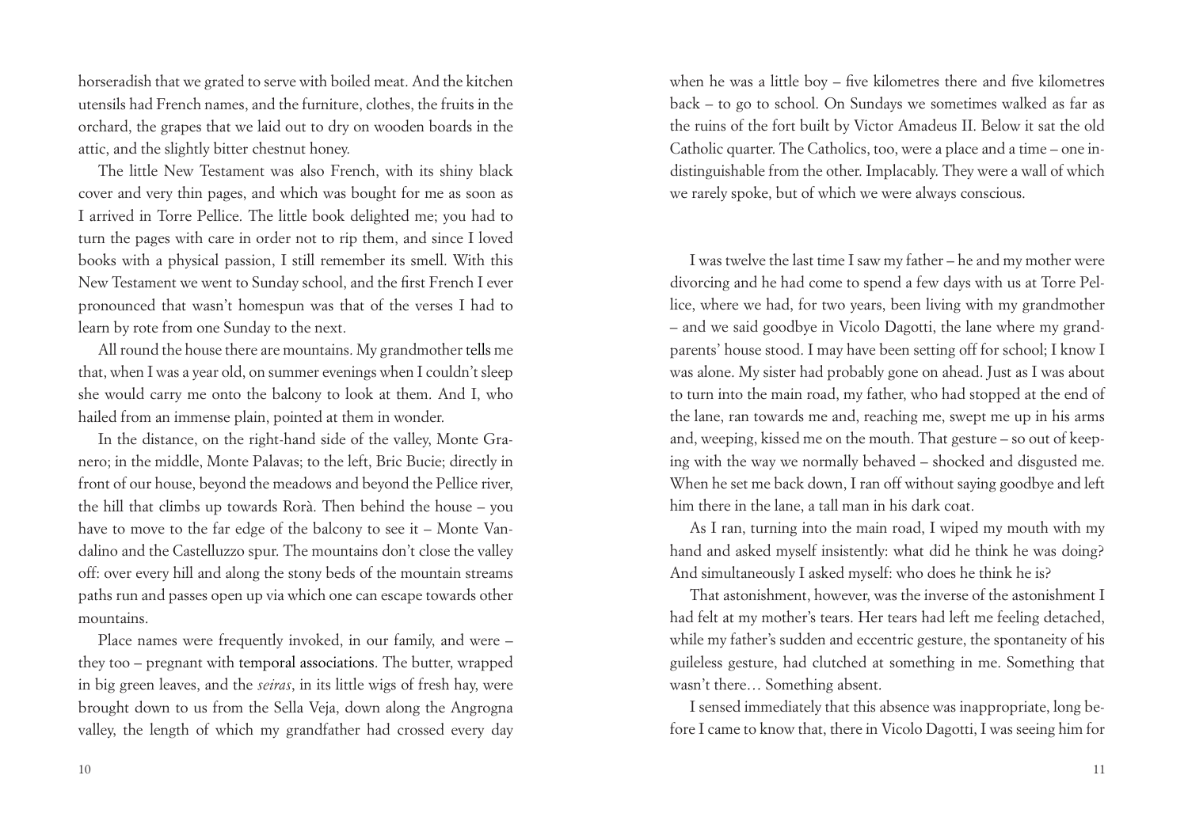horseradish that we grated to serve with boiled meat. And the kitchen utensils had French names, and the furniture, clothes, the fruits in the orchard, the grapes that we laid out to dry on wooden boards in the attic, and the slightly bitter chestnut honey.

The little New Testament was also French, with its shiny black cover and very thin pages, and which was bought for me as soon as I arrived in Torre Pellice. The little book delighted me; you had to turn the pages with care in order not to rip them, and since I loved books with a physical passion, I still remember its smell. With this New Testament we went to Sunday school, and the first French I ever pronounced that wasn't homespun was that of the verses I had to learn by rote from one Sunday to the next.

All round the house there are mountains. My grandmother tells me that, when I was a year old, on summer evenings when I couldn't sleep she would carry me onto the balcony to look at them. And I, who hailed from an immense plain, pointed at them in wonder.

In the distance, on the right-hand side of the valley, Monte Granero; in the middle, Monte Palavas; to the left, Bric Bucie; directly in front of our house, beyond the meadows and beyond the Pellice river, the hill that climbs up towards Rorà. Then behind the house – you have to move to the far edge of the balcony to see it – Monte Vandalino and the Castelluzzo spur. The mountains don't close the valley off: over every hill and along the stony beds of the mountain streams paths run and passes open up via which one can escape towards other mountains.

Place names were frequently invoked, in our family, and were – they too – pregnant with temporal associations. The butter, wrapped in big green leaves, and the *seiras*, in its little wigs of fresh hay, were brought down to us from the Sella Veja, down along the Angrogna valley, the length of which my grandfather had crossed every day when he was a little boy – five kilometres there and five kilometres back – to go to school. On Sundays we sometimes walked as far as the ruins of the fort built by Victor Amadeus II. Below it sat the old Catholic quarter. The Catholics, too, were a place and a time – one indistinguishable from the other. Implacably. They were a wall of which we rarely spoke, but of which we were always conscious.

I was twelve the last time I saw my father – he and my mother were divorcing and he had come to spend a few days with us at Torre Pellice, where we had, for two years, been living with my grandmother – and we said goodbye in Vicolo Dagotti, the lane where my grandparents' house stood. I may have been setting off for school; I know I was alone. My sister had probably gone on ahead. Just as I was about to turn into the main road, my father, who had stopped at the end of the lane, ran towards me and, reaching me, swept me up in his arms and, weeping, kissed me on the mouth. That gesture – so out of keeping with the way we normally behaved – shocked and disgusted me. When he set me back down, I ran off without saying goodbye and left him there in the lane, a tall man in his dark coat.

As I ran, turning into the main road, I wiped my mouth with my hand and asked myself insistently: what did he think he was doing? And simultaneously I asked myself: who does he think he is?

That astonishment, however, was the inverse of the astonishment I had felt at my mother's tears. Her tears had left me feeling detached, while my father's sudden and eccentric gesture, the spontaneity of his guileless gesture, had clutched at something in me. Something that wasn't there… Something absent.

I sensed immediately that this absence was inappropriate, long before I came to know that, there in Vicolo Dagotti, I was seeing him for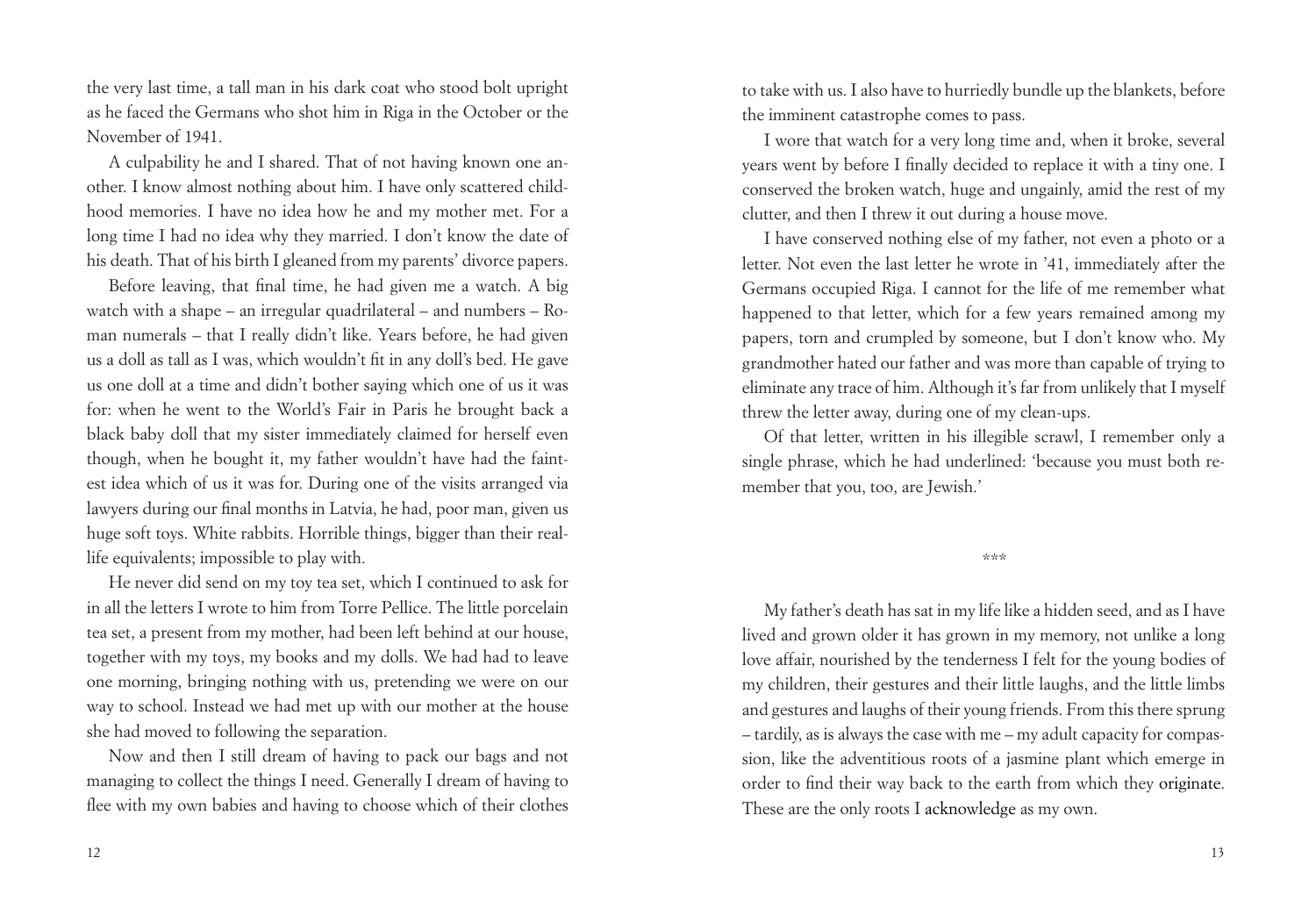the very last time, a tall man in his dark coat who stood bolt upright as he faced the Germans who shot him in Riga in the October or the November of 1941.

A culpability he and I shared. That of not having known one another. I know almost nothing about him. I have only scattered childhood memories. I have no idea how he and my mother met. For a long time I had no idea why they married. I don't know the date of his death. That of his birth I gleaned from my parents' divorce papers.

Before leaving, that final time, he had given me a watch. A big watch with a shape – an irregular quadrilateral – and numbers – Roman numerals – that I really didn't like. Years before, he had given us a doll as tall as I was, which wouldn't fit in any doll's bed. He gave us one doll at a time and didn't bother saying which one of us it was for: when he went to the World's Fair in Paris he brought back a black baby doll that my sister immediately claimed for herself even though, when he bought it, my father wouldn't have had the faintest idea which of us it was for. During one of the visits arranged via lawyers during our final months in Latvia, he had, poor man, given us huge soft toys. White rabbits. Horrible things, bigger than their real-life equivalents; impossible to play with.

He never did send on my toy tea set, which I continued to ask for in all the letters I wrote to him from Torre Pellice. The little porcelain tea set, a present from my mother, had been left behind at our house, together with my toys, my books and my dolls. We had had to leave one morning, bringing nothing with us, pretending we were on our way to school. Instead we had met up with our mother at the house she had moved to following the separation.

Now and then I still dream of having to pack our bags and not managing to collect the things I need. Generally I dream of having to flee with my own babies and having to choose which of their clothes to take with us. I also have to hurriedly bundle up the blankets, before the imminent catastrophe comes to pass.

I wore that watch for a very long time and, when it broke, several years went by before I finally decided to replace it with a tiny one. I conserved the broken watch, huge and ungainly, amid the rest of my clutter, and then I threw it out during a house move.

I have conserved nothing else of my father, not even a photo or a letter. Not even the last letter he wrote in '41, immediately after the Germans occupied Riga. I cannot for the life of me remember what happened to that letter, which for a few years remained among my papers, torn and crumpled by someone, but I don't know who. My grandmother hated our father and was more than capable of trying to eliminate any trace of him. Although it's far from unlikely that I myself threw the letter away, during one of my clean-ups.

Of that letter, written in his illegible scrawl, I remember only a single phrase, which he had underlined: 'because you must both remember that you, too, are Jewish.'

\*\*\*

My father's death has sat in my life like a hidden seed, and as I have lived and grown older it has grown in my memory, not unlike a long love affair, nourished by the tenderness I felt for the young bodies of my children, their gestures and their little laughs, and the little limbs and gestures and laughs of their young friends. From this there sprung – tardily, as is always the case with me – my adult capacity for compassion, like the adventitious roots of a jasmine plant which emerge in order to find their way back to the earth from which they originate. These are the only roots I acknowledge as my own.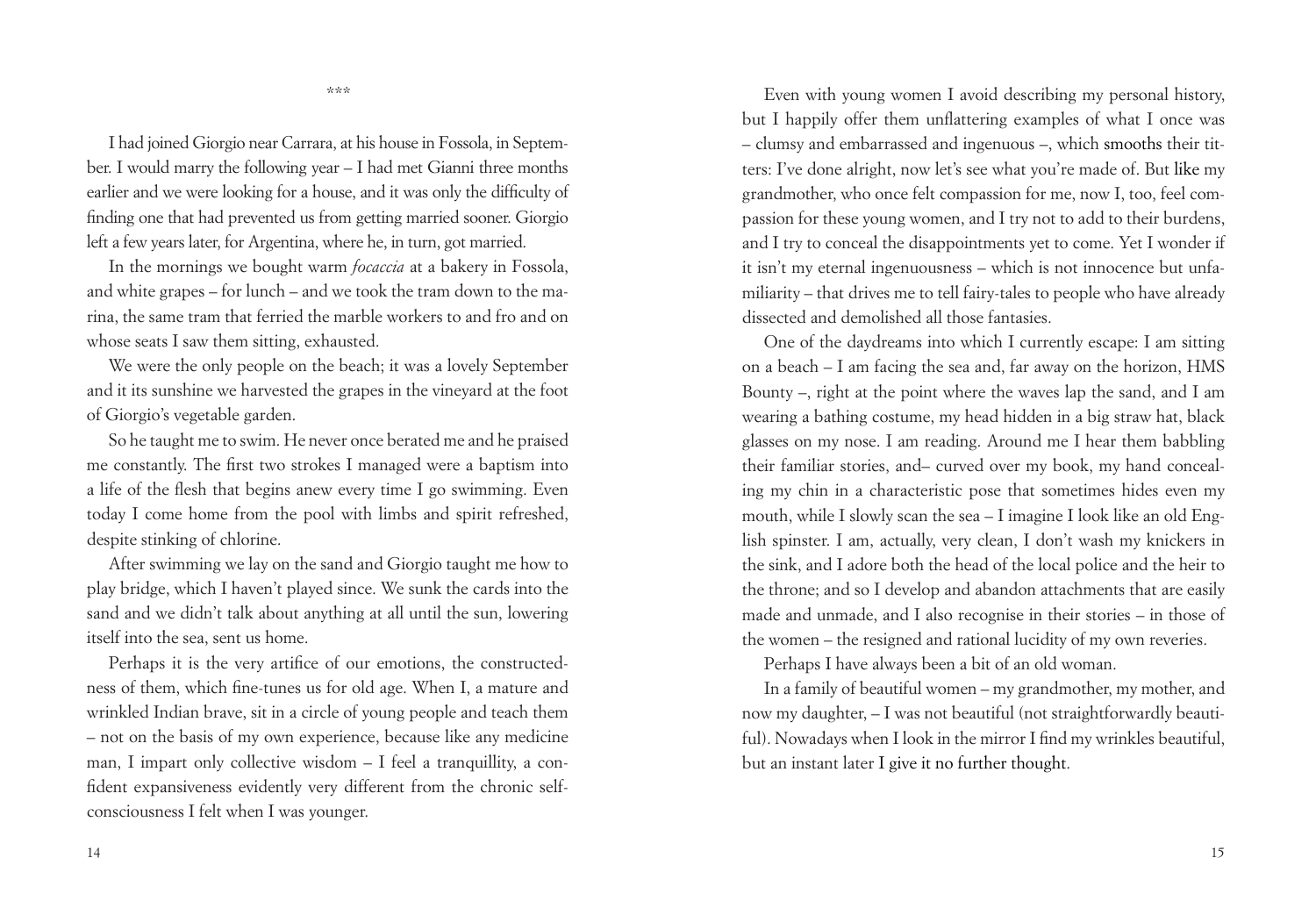\*\*\*

I had joined Giorgio near Carrara, at his house in Fossola, in September. I would marry the following year – I had met Gianni three months earlier and we were looking for a house, and it was only the difficulty of finding one that had prevented us from getting married sooner. Giorgio left a few years later, for Argentina, where he, in turn, got married.

In the mornings we bought warm *focaccia* at a bakery in Fossola, and white grapes – for lunch – and we took the tram down to the marina, the same tram that ferried the marble workers to and fro and on whose seats I saw them sitting, exhausted.

We were the only people on the beach; it was a lovely September and it its sunshine we harvested the grapes in the vineyard at the foot of Giorgio's vegetable garden.

So he taught me to swim. He never once berated me and he praised me constantly. The first two strokes I managed were a baptism into a life of the flesh that begins anew every time I go swimming. Even today I come home from the pool with limbs and spirit refreshed, despite stinking of chlorine.

After swimming we lay on the sand and Giorgio taught me how to play bridge, which I haven't played since. We sunk the cards into the sand and we didn't talk about anything at all until the sun, lowering itself into the sea, sent us home.

Perhaps it is the very artifice of our emotions, the constructedness of them, which fine-tunes us for old age. When I, a mature and wrinkled Indian brave, sit in a circle of young people and teach them – not on the basis of my own experience, because like any medicine man, I impart only collective wisdom – I feel a tranquillity, a confident expansiveness evidently very different from the chronic self-consciousness I felt when I was younger.

Even with young women I avoid describing my personal history, but I happily offer them unflattering examples of what I once was – clumsy and embarrassed and ingenuous –, which smooths their titters: I've done alright, now let's see what you're made of. But like my grandmother, who once felt compassion for me, now I, too, feel compassion for these young women, and I try not to add to their burdens, and I try to conceal the disappointments yet to come. Yet I wonder if it isn't my eternal ingenuousness – which is not innocence but unfamiliarity – that drives me to tell fairy-tales to people who have already dissected and demolished all those fantasies.

One of the daydreams into which I currently escape: I am sitting on a beach – I am facing the sea and, far away on the horizon, HMS Bounty –, right at the point where the waves lap the sand, and I am wearing a bathing costume, my head hidden in a big straw hat, black glasses on my nose. I am reading. Around me I hear them babbling their familiar stories, and– curved over my book, my hand concealing my chin in a characteristic pose that sometimes hides even my mouth, while I slowly scan the sea – I imagine I look like an old English spinster. I am, actually, very clean, I don't wash my knickers in the sink, and I adore both the head of the local police and the heir to the throne; and so I develop and abandon attachments that are easily made and unmade, and I also recognise in their stories – in those of the women – the resigned and rational lucidity of my own reveries.

Perhaps I have always been a bit of an old woman.

In a family of beautiful women – my grandmother, my mother, and now my daughter, – I was not beautiful (not straightforwardly beautiful). Nowadays when I look in the mirror I find my wrinkles beautiful, but an instant later I give it no further thought.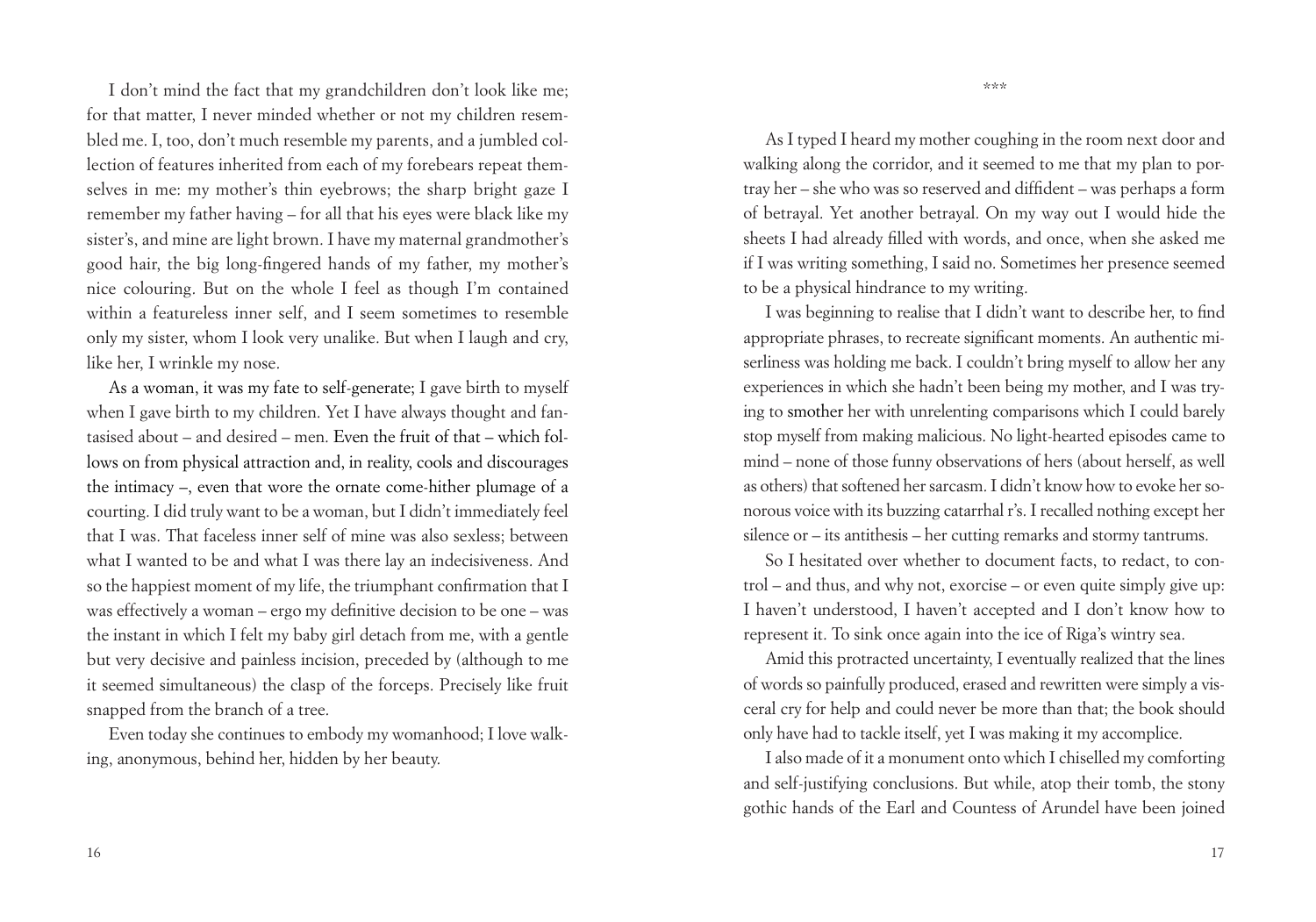I don't mind the fact that my grandchildren don't look like me; for that matter, I never minded whether or not my children resembled me. I, too, don't much resemble my parents, and a jumbled collection of features inherited from each of my forebears repeat themselves in me: my mother's thin eyebrows; the sharp bright gaze I remember my father having – for all that his eyes were black like my sister's, and mine are light brown. I have my maternal grandmother's good hair, the big long-fingered hands of my father, my mother's nice colouring. But on the whole I feel as though I'm contained within a featureless inner self, and I seem sometimes to resemble only my sister, whom I look very unalike. But when I laugh and cry, like her, I wrinkle my nose.

As a woman, it was my fate to self-generate; I gave birth to myself when I gave birth to my children. Yet I have always thought and fantasised about – and desired – men. Even the fruit of that – which follows on from physical attraction and, in reality, cools and discourages the intimacy –, even that wore the ornate come-hither plumage of a courting. I did truly want to be a woman, but I didn't immediately feel that I was. That faceless inner self of mine was also sexless; between what I wanted to be and what I was there lay an indecisiveness. And so the happiest moment of my life, the triumphant confirmation that I was effectively a woman – ergo my definitive decision to be one – was the instant in which I felt my baby girl detach from me, with a gentle but very decisive and painless incision, preceded by (although to me it seemed simultaneous) the clasp of the forceps. Precisely like fruit snapped from the branch of a tree.

Even today she continues to embody my womanhood; I love walking, anonymous, behind her, hidden by her beauty.

\*\*\*

As I typed I heard my mother coughing in the room next door and walking along the corridor, and it seemed to me that my plan to portray her – she who was so reserved and diffident – was perhaps a form of betrayal. Yet another betrayal. On my way out I would hide the sheets I had already filled with words, and once, when she asked me if I was writing something, I said no. Sometimes her presence seemed to be a physical hindrance to my writing.

I was beginning to realise that I didn't want to describe her, to find appropriate phrases, to recreate significant moments. An authentic miserliness was holding me back. I couldn't bring myself to allow her any experiences in which she hadn't been being my mother, and I was trying to smother her with unrelenting comparisons which I could barely stop myself from making malicious. No light-hearted episodes came to mind – none of those funny observations of hers (about herself, as well as others) that softened her sarcasm. I didn't know how to evoke her sonorous voice with its buzzing catarrhal r's. I recalled nothing except her silence or – its antithesis – her cutting remarks and stormy tantrums.

So I hesitated over whether to document facts, to redact, to control – and thus, and why not, exorcise – or even quite simply give up: I haven't understood, I haven't accepted and I don't know how to represent it. To sink once again into the ice of Riga's wintry sea.

Amid this protracted uncertainty, I eventually realized that the lines of words so painfully produced, erased and rewritten were simply a visceral cry for help and could never be more than that; the book should only have had to tackle itself, yet I was making it my accomplice.

I also made of it a monument onto which I chiselled my comforting and self-justifying conclusions. But while, atop their tomb, the stony gothic hands of the Earl and Countess of Arundel have been joined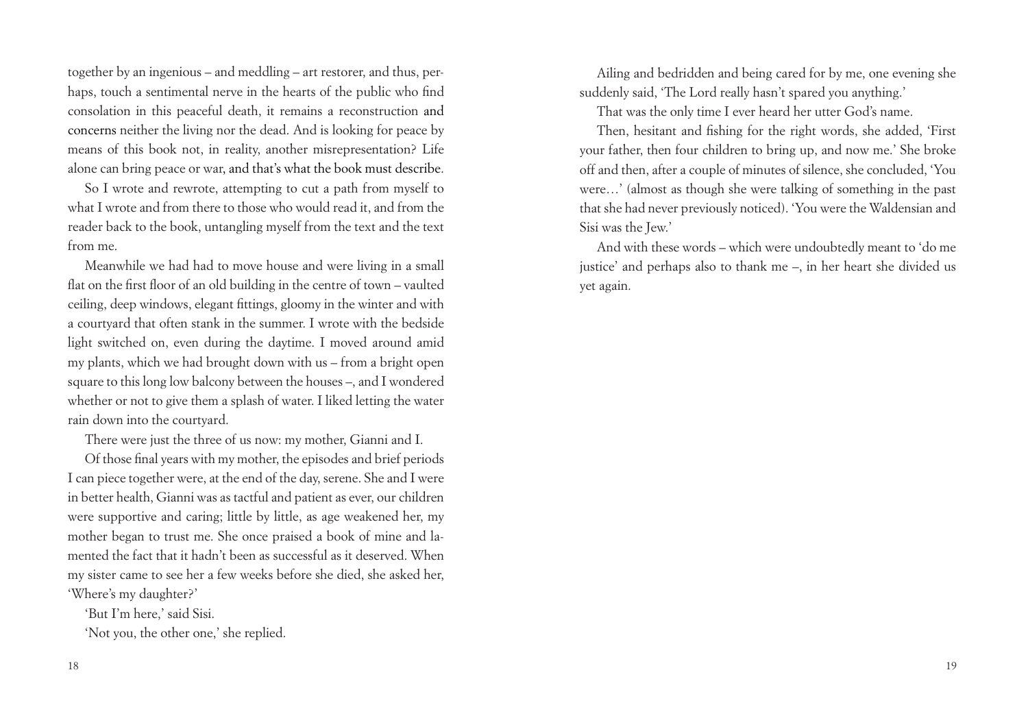together by an ingenious – and meddling – art restorer, and thus, perhaps, touch a sentimental nerve in the hearts of the public who find consolation in this peaceful death, it remains a reconstruction and concerns neither the living nor the dead. And is looking for peace by means of this book not, in reality, another misrepresentation? Life alone can bring peace or war, and that's what the book must describe.

So I wrote and rewrote, attempting to cut a path from myself to what I wrote and from there to those who would read it, and from the reader back to the book, untangling myself from the text and the text from me.

Meanwhile we had had to move house and were living in a small flat on the first floor of an old building in the centre of town – vaulted ceiling, deep windows, elegant fittings, gloomy in the winter and with a courtyard that often stank in the summer. I wrote with the bedside light switched on, even during the daytime. I moved around amid my plants, which we had brought down with us – from a bright open square to this long low balcony between the houses –, and I wondered whether or not to give them a splash of water. I liked letting the water rain down into the courtyard.

There were just the three of us now: my mother, Gianni and I.

Of those final years with my mother, the episodes and brief periods I can piece together were, at the end of the day, serene. She and I were in better health, Gianni was as tactful and patient as ever, our children were supportive and caring; little by little, as age weakened her, my mother began to trust me. She once praised a book of mine and lamented the fact that it hadn't been as successful as it deserved. When my sister came to see her a few weeks before she died, she asked her, 'Where's my daughter?'

'But I'm here,' said Sisi.

'Not you, the other one,' she replied.

Ailing and bedridden and being cared for by me, one evening she suddenly said, 'The Lord really hasn't spared you anything.'

That was the only time I ever heard her utter God's name.

Then, hesitant and fishing for the right words, she added, 'First your father, then four children to bring up, and now me.' She broke off and then, after a couple of minutes of silence, she concluded, 'You were…' (almost as though she were talking of something in the past that she had never previously noticed). 'You were the Waldensian and Sisi was the Jew.'

And with these words – which were undoubtedly meant to 'do me justice' and perhaps also to thank me –, in her heart she divided us yet again.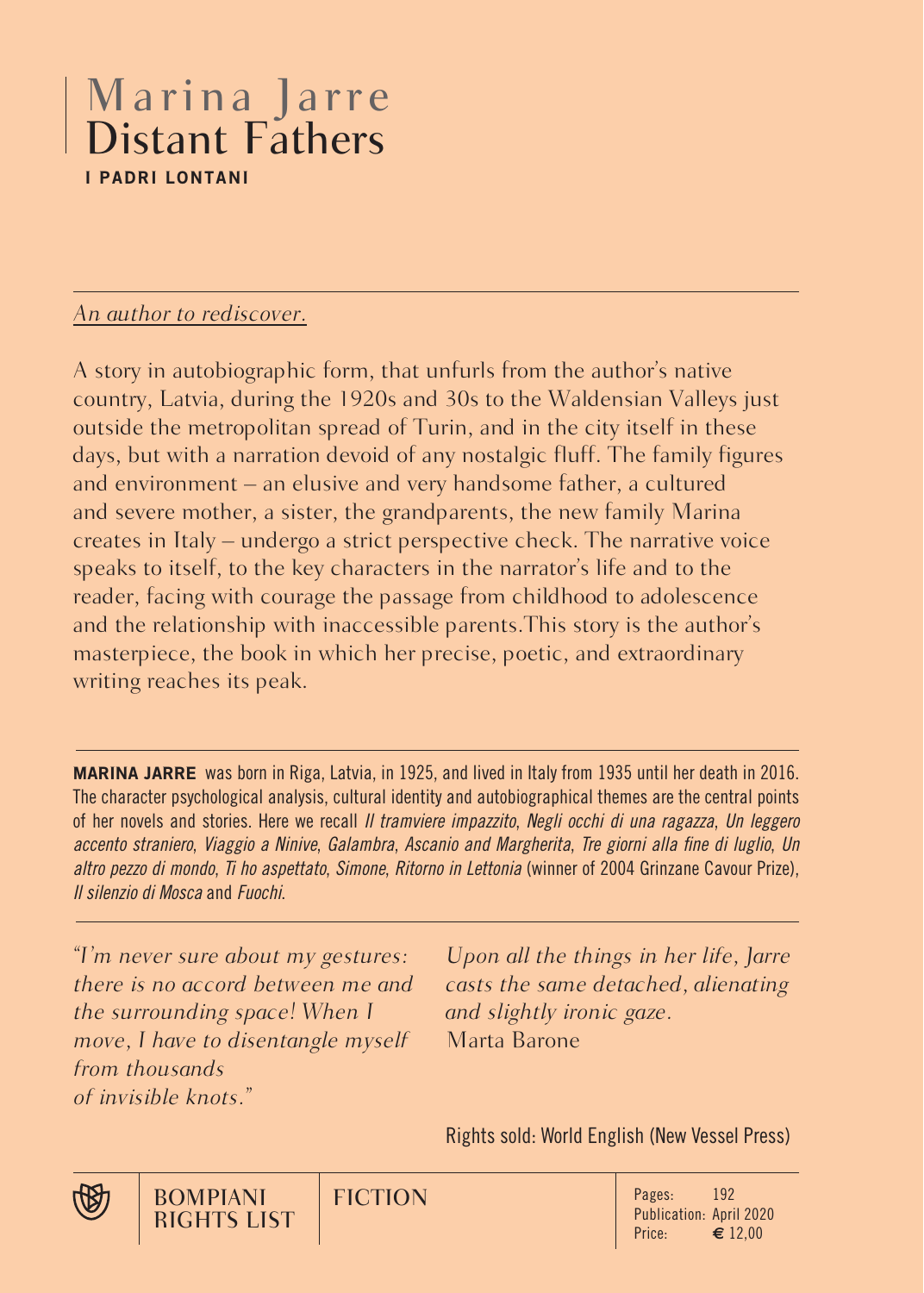# Marina Jarre

## Distant Fathers

**I PADRI LONTANI**

---

*An author to rediscover.*

A story in autobiographic form, that unfurls from the author's native country, Latvia, during the 1920s and 30s to the Waldensian Valleys just outside the metropolitan spread of Turin, and in the city itself in these days, but with a narration devoid of any nostalgic fluff. The family figures and environment – an elusive and very handsome father, a cultured and severe mother, a sister, the grandparents, the new family Marina creates in Italy – undergo a strict perspective check. The narrative voice speaks to itself, to the key characters in the narrator's life and to the reader, facing with courage the passage from childhood to adolescence and the relationship with inaccessible parents.This story is the author's masterpiece, the book in which her precise, poetic, and extraordinary writing reaches its peak.

---

**MARINA JARRE** was born in Riga, Latvia, in 1925, and lived in Italy from 1935 until her death in 2016. The character psychological analysis, cultural identity and autobiographical themes are the central points of her novels and stories. Here we recall *Il tramviere impazzito*, *Negli occhi di una ragazza*, *Un leggero accento straniero*, *Viaggio a Ninive*, *Galambra*, *Ascanio and Margherita*, *Tre giorni alla fine di luglio*, *Un altro pezzo di mondo*, *Ti ho aspettato*, *Simone*, *Ritorno in Lettonia* (winner of 2004 Grinzane Cavour Prize), *Il silenzio di Mosca* and *Fuochi*.

---

*"I'm never sure about my gestures: there is no accord between me and the surrounding space! When I move, I have to disentangle myself from thousands of invisible knots."*

*Upon all the things in her life, Jarre casts the same detached, alienating and slightly ironic gaze.*
Marta Barone

Rights sold: World English (New Vessel Press)

---

BOMPIANI RIGHTS LIST | FICTION

Pages: 192
Publication: April 2020
Price: € 12,00